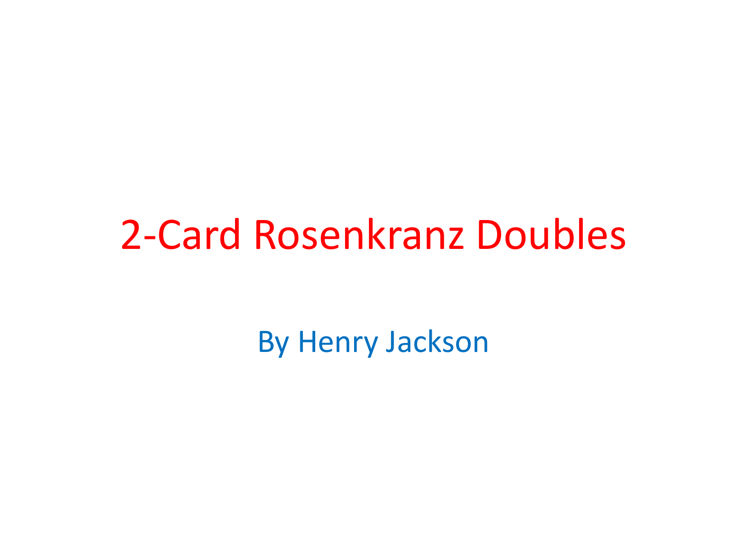# 2-Card Rosenkranz Doubles

By Henry Jackson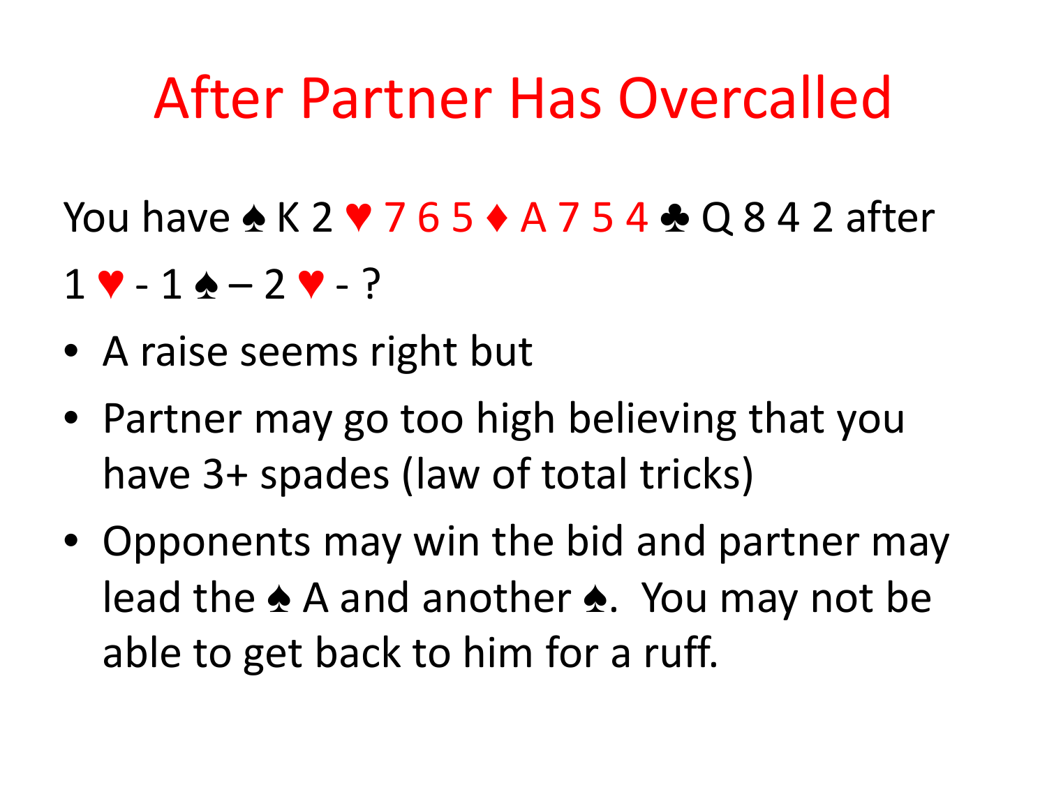# After Partner Has Overcalled

You have ♠ K 2 ♥ 7 6 5 ♦ A 7 5 4 ♣ Q 8 4 2 after

1 ♥ - 1 ♠ – 2 ♥ - ?

- A raise seems right but
- Partner may go too high believing that you have 3+ spades (law of total tricks)
- Opponents may win the bid and partner may lead the ♠ A and another ♠. You may not be able to get back to him for a ruff.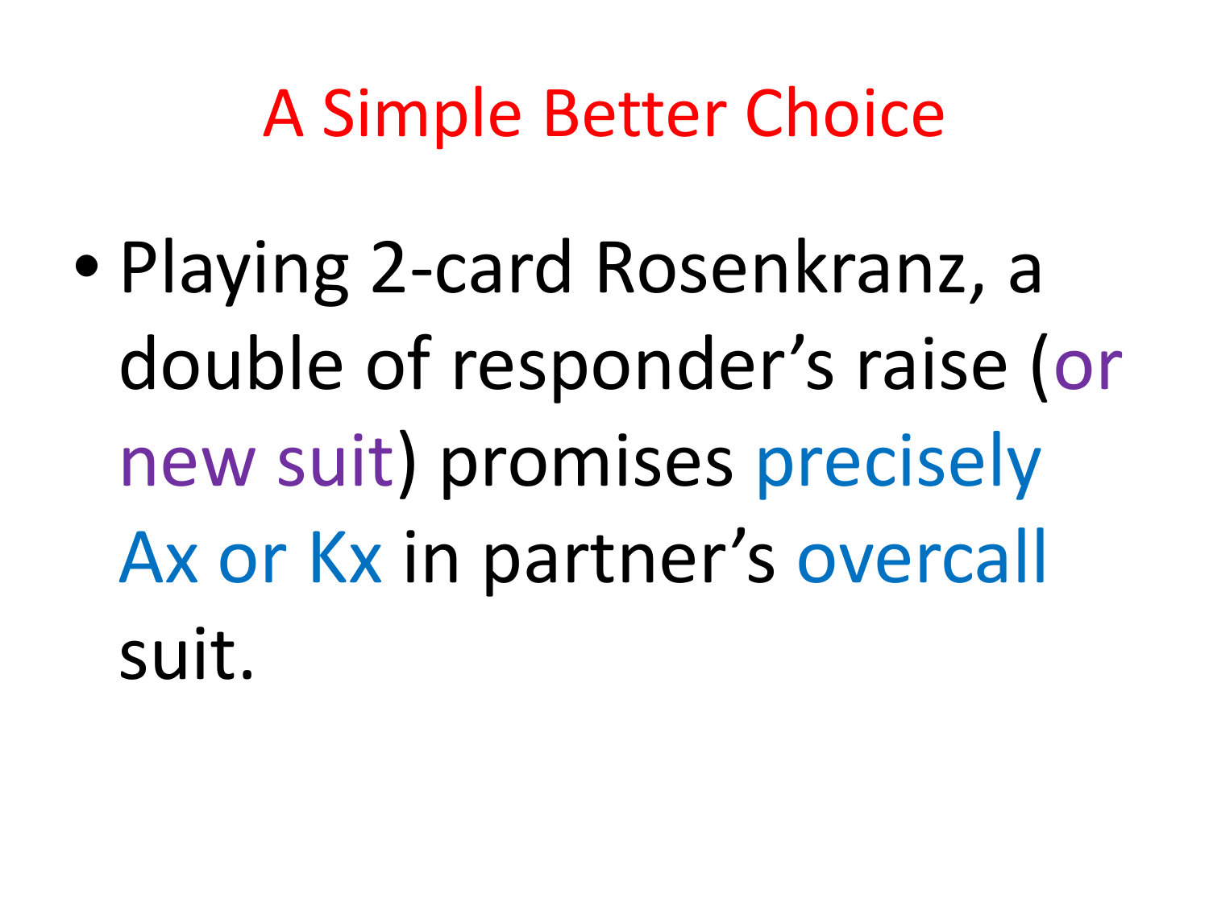# A Simple Better Choice

- Playing 2-card Rosenkranz, a double of responder's raise (or new suit) promises precisely Ax or Kx in partner's overcall suit.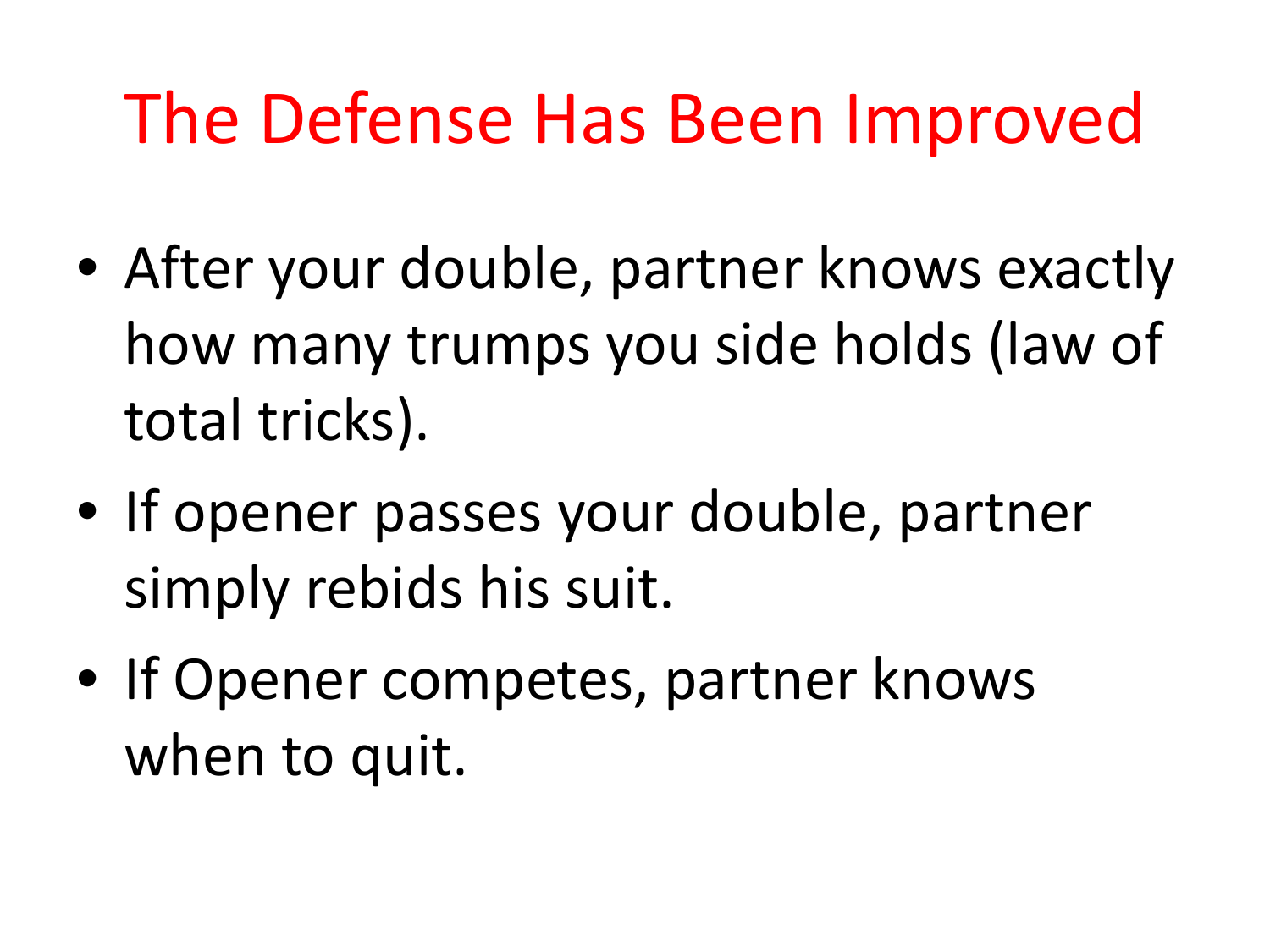# The Defense Has Been Improved

- After your double, partner knows exactly how many trumps you side holds (law of total tricks).
- If opener passes your double, partner simply rebids his suit.
- If Opener competes, partner knows when to quit.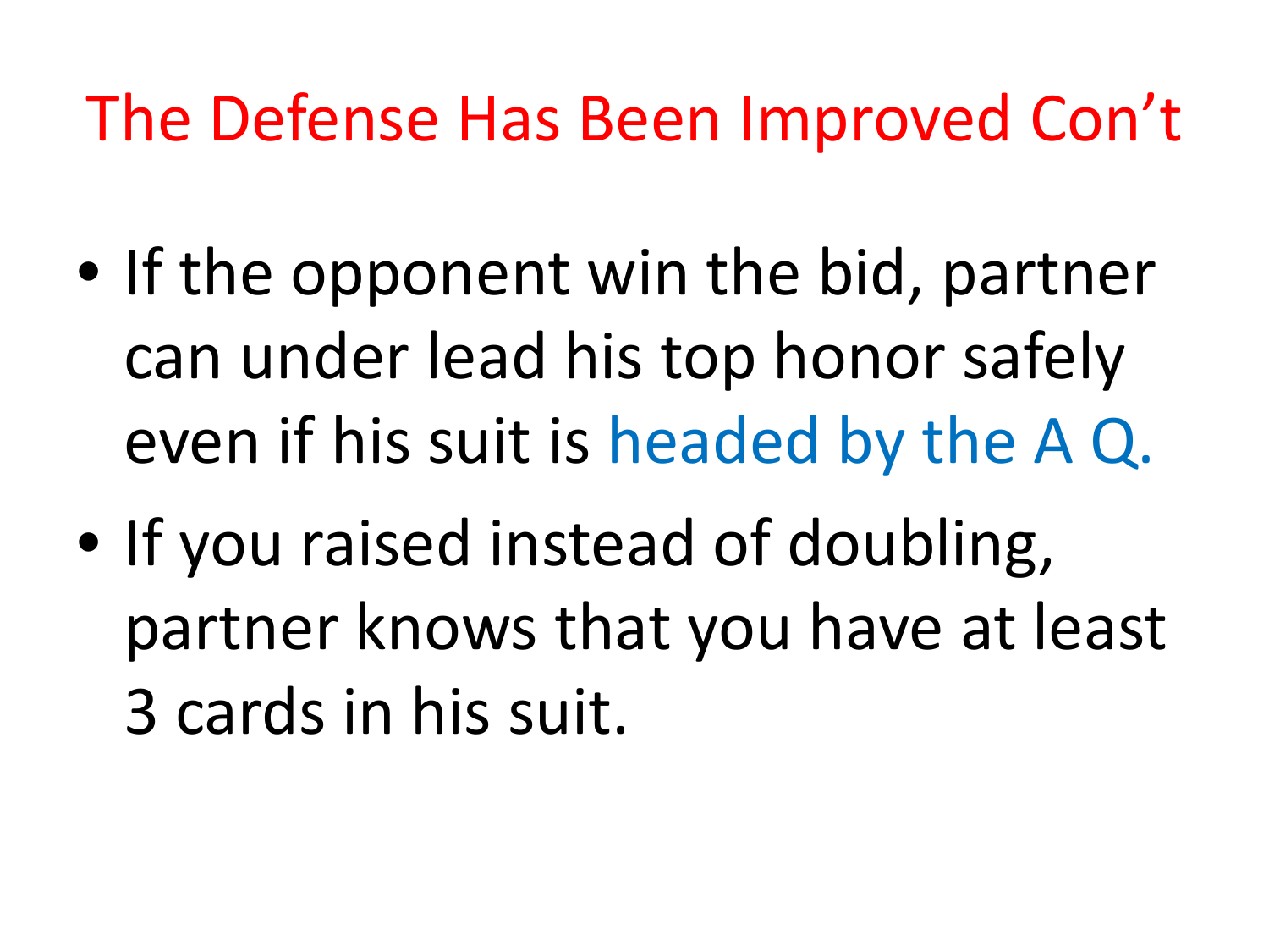# The Defense Has Been Improved Con't

- If the opponent win the bid, partner can under lead his top honor safely even if his suit is headed by the A Q.
- If you raised instead of doubling, partner knows that you have at least 3 cards in his suit.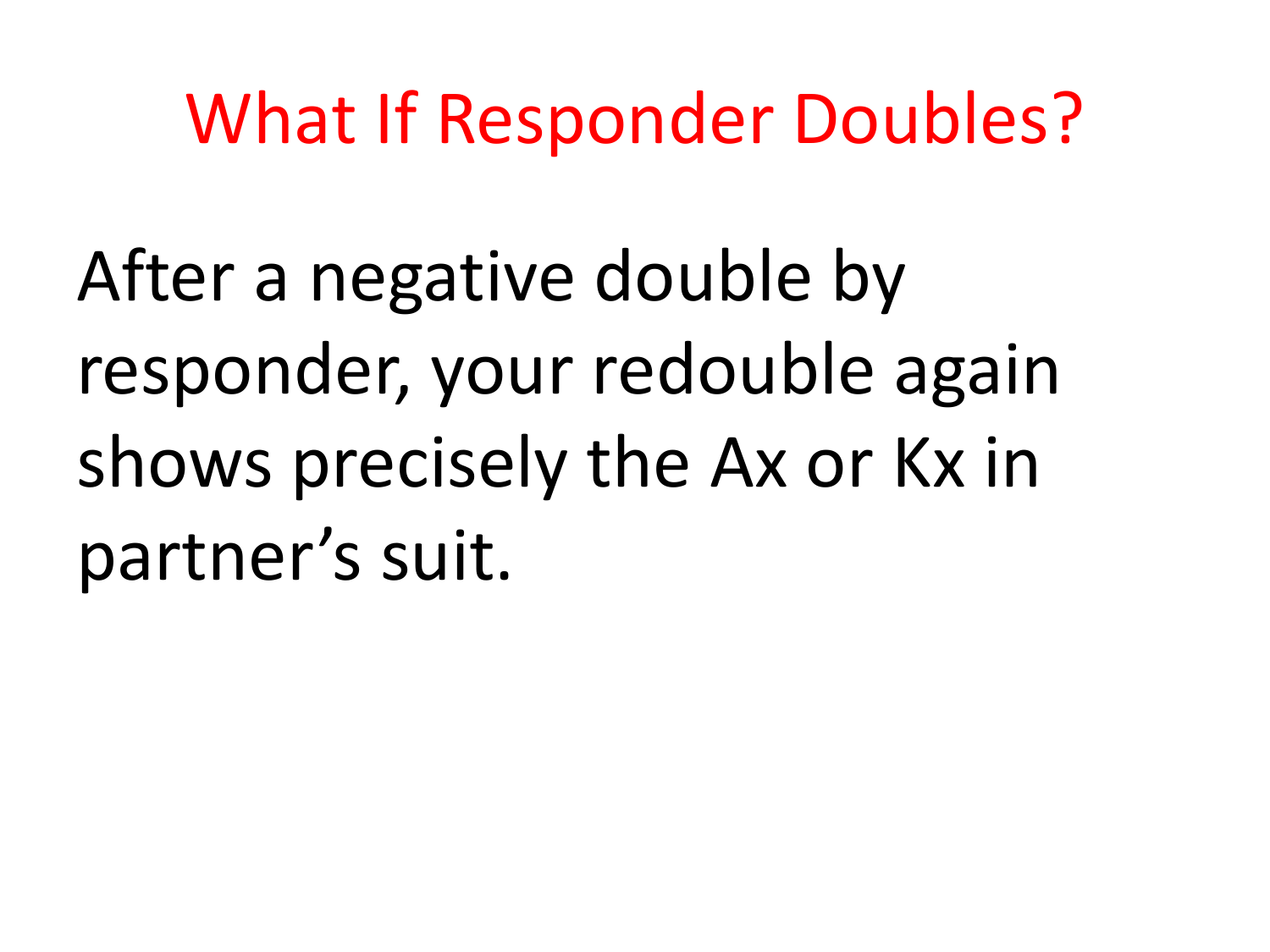# What If Responder Doubles?

After a negative double by responder, your redouble again shows precisely the Ax or Kx in partner's suit.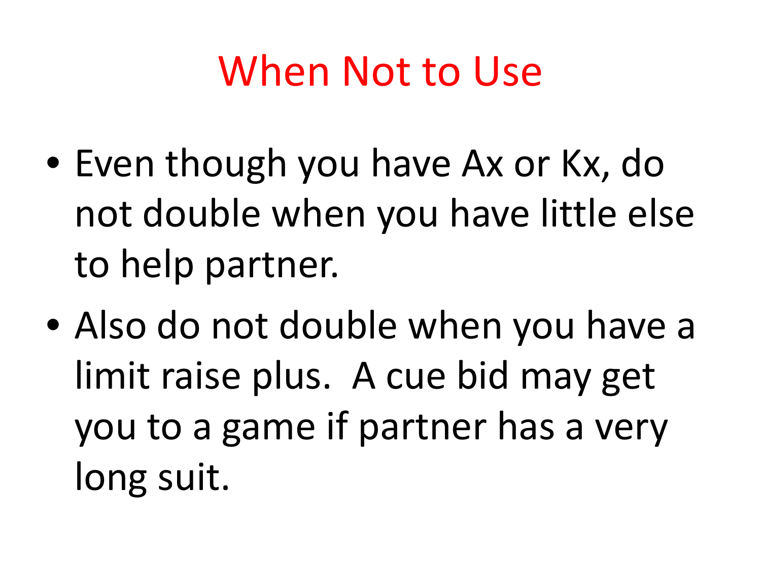# When Not to Use

- Even though you have Ax or Kx, do not double when you have little else to help partner.
- Also do not double when you have a limit raise plus. A cue bid may get you to a game if partner has a very long suit.